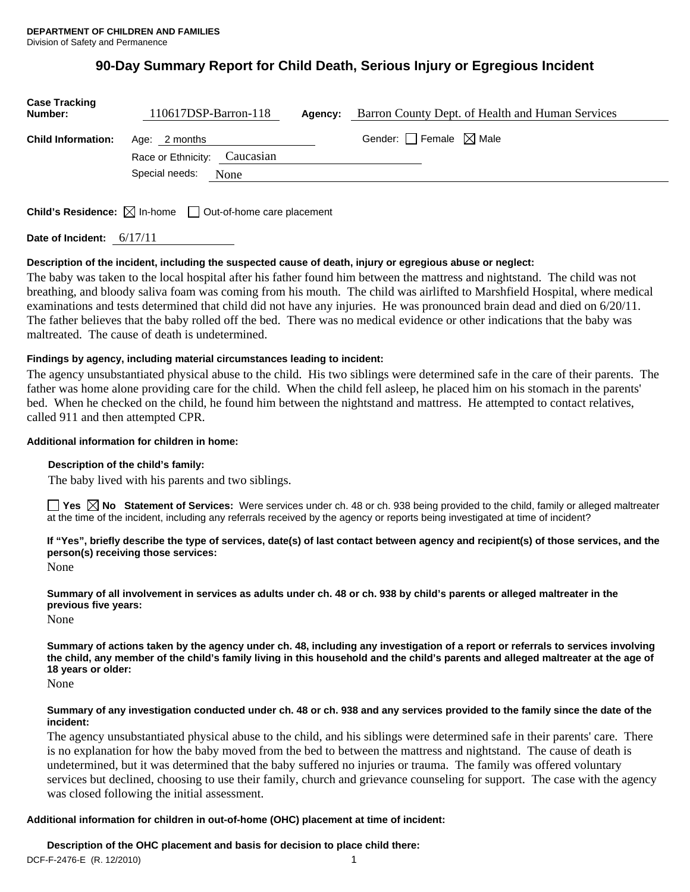**DEPARTMENT OF CHILDREN AND FAMILIES**
Division of Safety and Permanence

# 90-Day Summary Report for Child Death, Serious Injury or Egregious Incident

**Case Tracking Number:** 110617DSP-Barron-118 **Agency:** Barron County Dept. of Health and Human Services

**Child Information:** Age: 2 months Gender: ☐ Female ☒ Male

Race or Ethnicity: Caucasian

Special needs: None

**Child's Residence:** ☒ In-home ☐ Out-of-home care placement

**Date of Incident:** 6/17/11

**Description of the incident, including the suspected cause of death, injury or egregious abuse or neglect:**

The baby was taken to the local hospital after his father found him between the mattress and nightstand. The child was not breathing, and bloody saliva foam was coming from his mouth. The child was airlifted to Marshfield Hospital, where medical examinations and tests determined that child did not have any injuries. He was pronounced brain dead and died on 6/20/11. The father believes that the baby rolled off the bed. There was no medical evidence or other indications that the baby was maltreated. The cause of death is undetermined.

**Findings by agency, including material circumstances leading to incident:**

The agency unsubstantiated physical abuse to the child. His two siblings were determined safe in the care of their parents. The father was home alone providing care for the child. When the child fell asleep, he placed him on his stomach in the parents' bed. When he checked on the child, he found him between the nightstand and mattress. He attempted to contact relatives, called 911 and then attempted CPR.

**Additional information for children in home:**

**Description of the child's family:**

The baby lived with his parents and two siblings.

☐ **Yes** ☒ **No** **Statement of Services:** Were services under ch. 48 or ch. 938 being provided to the child, family or alleged maltreater at the time of the incident, including any referrals received by the agency or reports being investigated at time of incident?

**If "Yes", briefly describe the type of services, date(s) of last contact between agency and recipient(s) of those services, and the person(s) receiving those services:**

None

**Summary of all involvement in services as adults under ch. 48 or ch. 938 by child's parents or alleged maltreater in the previous five years:**

None

**Summary of actions taken by the agency under ch. 48, including any investigation of a report or referrals to services involving the child, any member of the child's family living in this household and the child's parents and alleged maltreater at the age of 18 years or older:**

None

**Summary of any investigation conducted under ch. 48 or ch. 938 and any services provided to the family since the date of the incident:**

The agency unsubstantiated physical abuse to the child, and his siblings were determined safe in their parents' care. There is no explanation for how the baby moved from the bed to between the mattress and nightstand. The cause of death is undetermined, but it was determined that the baby suffered no injuries or trauma. The family was offered voluntary services but declined, choosing to use their family, church and grievance counseling for support. The case with the agency was closed following the initial assessment.

**Additional information for children in out-of-home (OHC) placement at time of incident:**

**Description of the OHC placement and basis for decision to place child there:**

DCF-F-2476-E (R. 12/2010)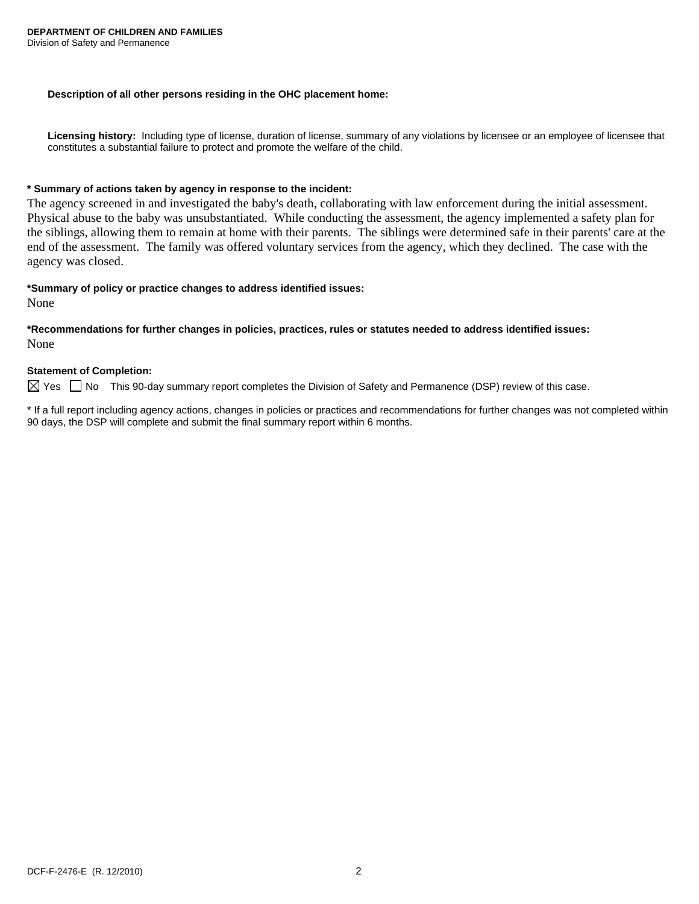**Description of all other persons residing in the OHC placement home:**

**Licensing history:** Including type of license, duration of license, summary of any violations by licensee or an employee of licensee that constitutes a substantial failure to protect and promote the welfare of the child.

**\* Summary of actions taken by agency in response to the incident:**

The agency screened in and investigated the baby's death, collaborating with law enforcement during the initial assessment. Physical abuse to the baby was unsubstantiated. While conducting the assessment, the agency implemented a safety plan for the siblings, allowing them to remain at home with their parents. The siblings were determined safe in their parents' care at the end of the assessment. The family was offered voluntary services from the agency, which they declined. The case with the agency was closed.

**\*Summary of policy or practice changes to address identified issues:**

None

**\*Recommendations for further changes in policies, practices, rules or statutes needed to address identified issues:**

None

**Statement of Completion:**

☒ Yes ☐ No This 90-day summary report completes the Division of Safety and Permanence (DSP) review of this case.

\* If a full report including agency actions, changes in policies or practices and recommendations for further changes was not completed within 90 days, the DSP will complete and submit the final summary report within 6 months.